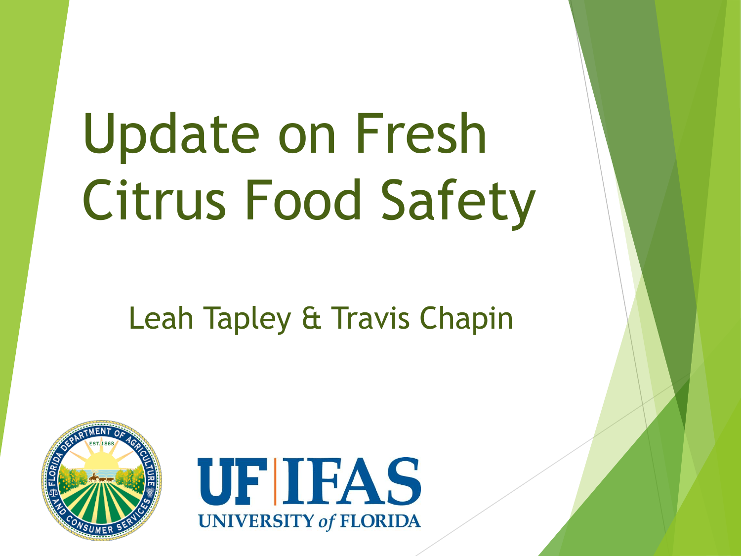# Update on Fresh Citrus Food Safety

Leah Tapley & Travis Chapin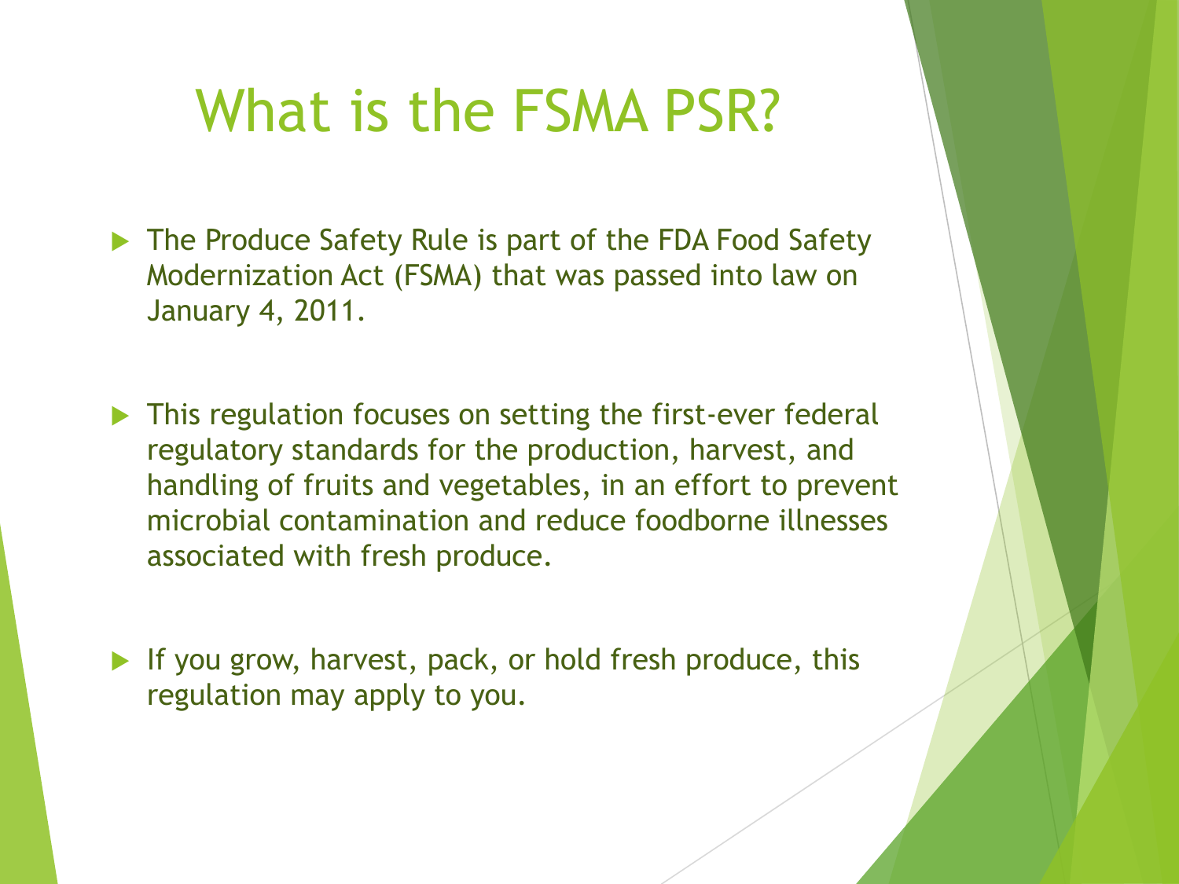# What is the FSMA PSR?

- The Produce Safety Rule is part of the FDA Food Safety Modernization Act (FSMA) that was passed into law on January 4, 2011.

- This regulation focuses on setting the first-ever federal regulatory standards for the production, harvest, and handling of fruits and vegetables, in an effort to prevent microbial contamination and reduce foodborne illnesses associated with fresh produce.

- If you grow, harvest, pack, or hold fresh produce, this regulation may apply to you.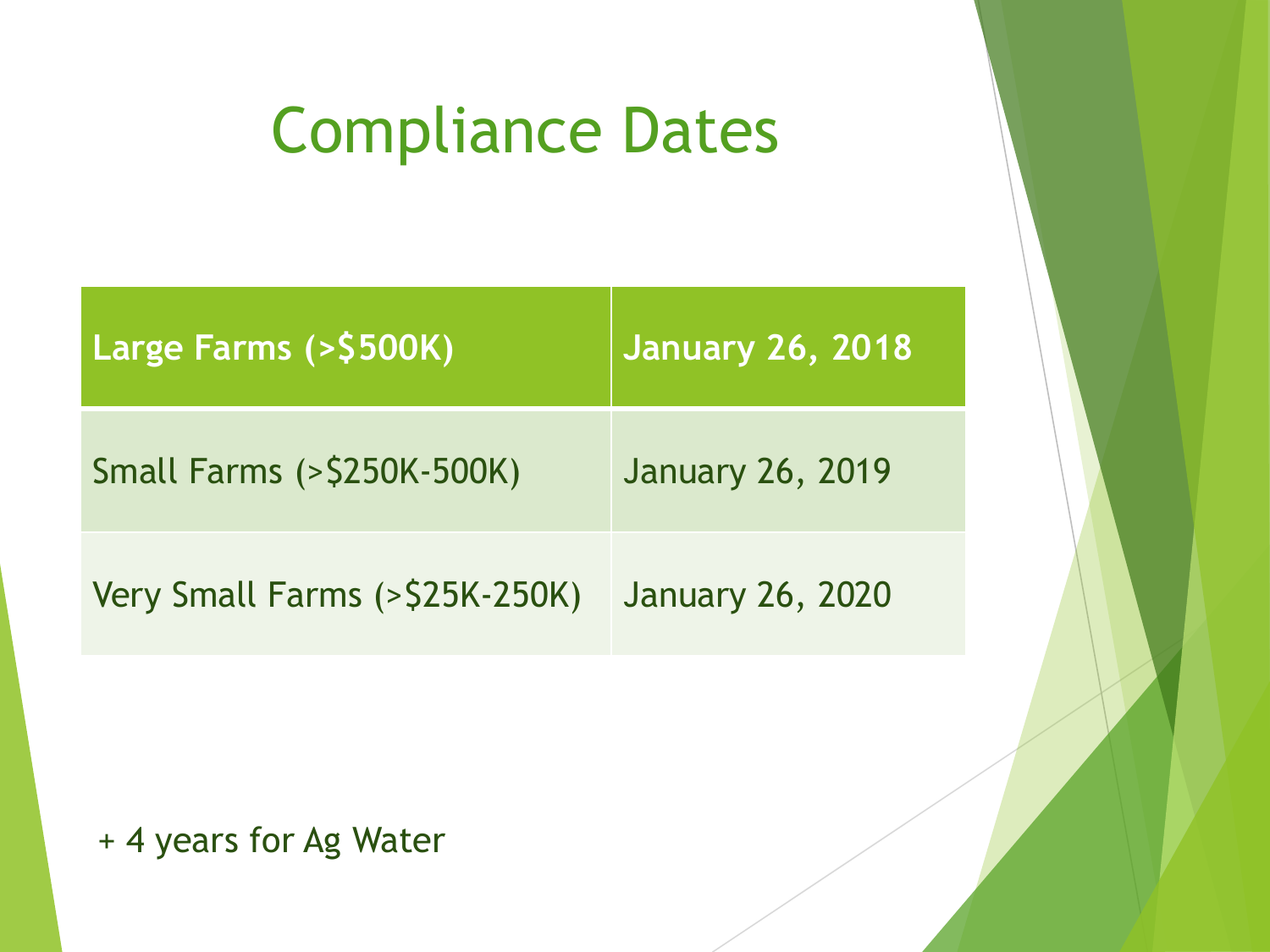# Compliance Dates

| Large Farms (>$500K) | January 26, 2018 |
|---|---|
| Small Farms (>$250K-500K) | January 26, 2019 |
| Very Small Farms (>$25K-250K) | January 26, 2020 |

+ 4 years for Ag Water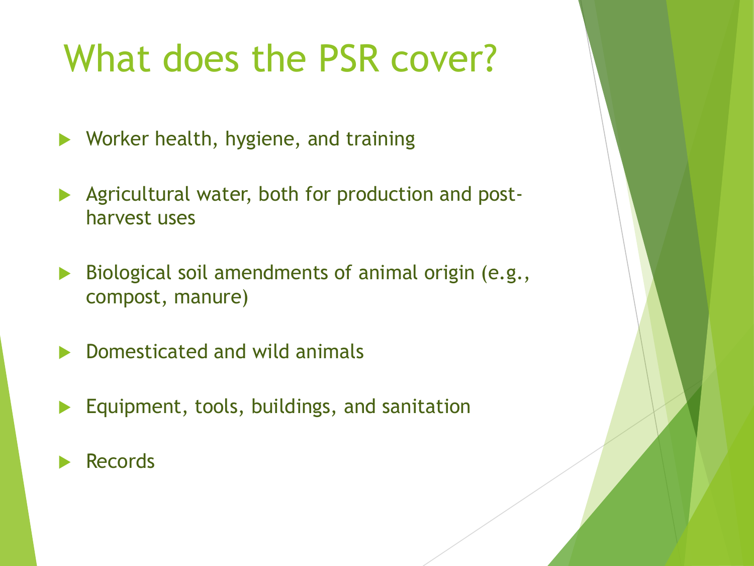# What does the PSR cover?

- Worker health, hygiene, and training
- Agricultural water, both for production and post-harvest uses
- Biological soil amendments of animal origin (e.g., compost, manure)
- Domesticated and wild animals
- Equipment, tools, buildings, and sanitation
- Records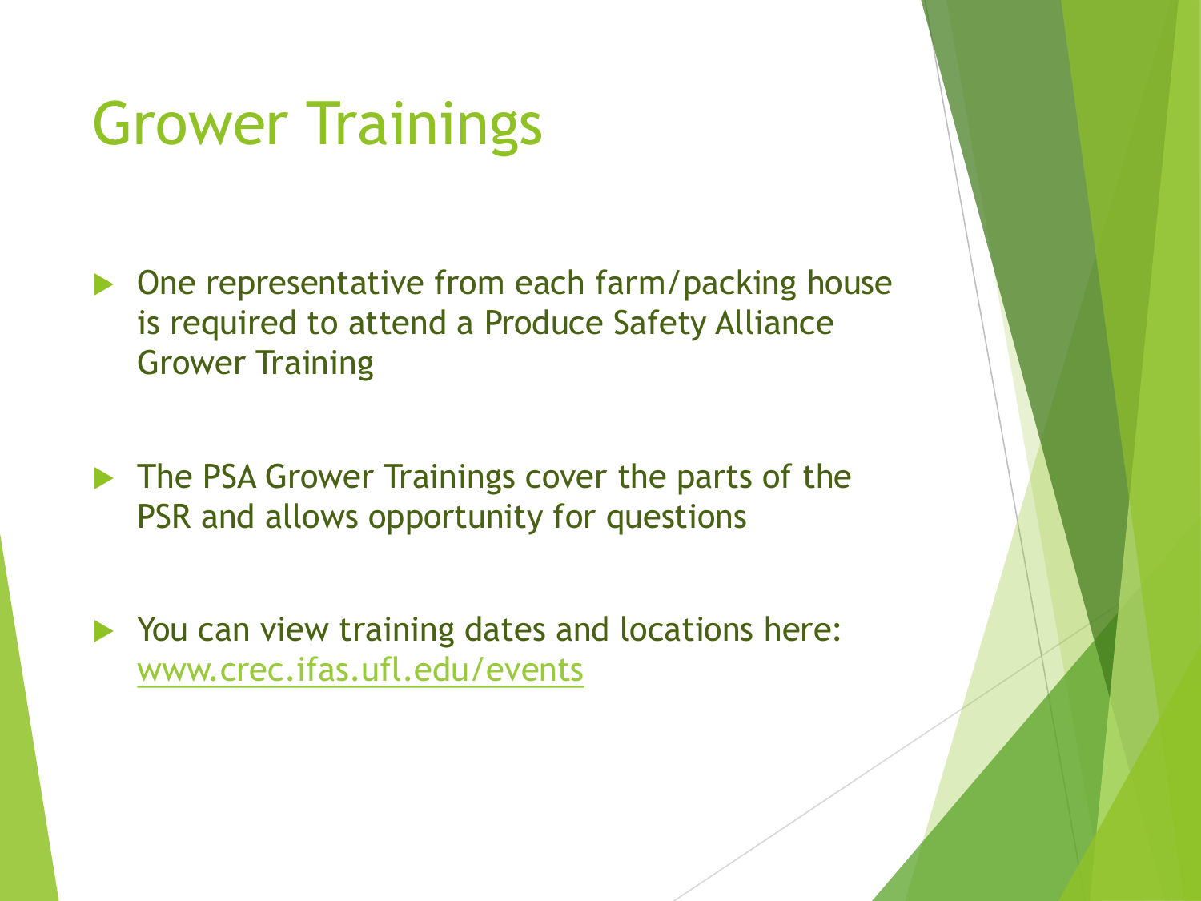# Grower Trainings

- One representative from each farm/packing house is required to attend a Produce Safety Alliance Grower Training
- The PSA Grower Trainings cover the parts of the PSR and allows opportunity for questions
- You can view training dates and locations here: [www.crec.ifas.ufl.edu/events](http://www.crec.ifas.ufl.edu/events)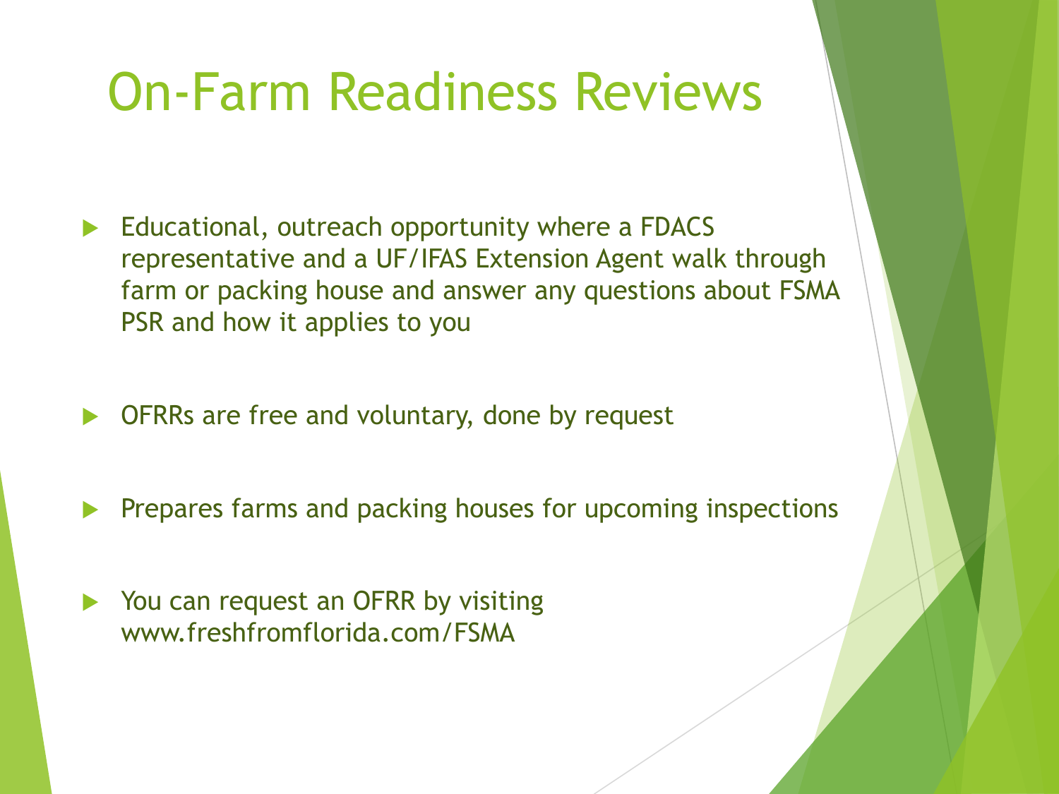# On-Farm Readiness Reviews

- Educational, outreach opportunity where a FDACS representative and a UF/IFAS Extension Agent walk through farm or packing house and answer any questions about FSMA PSR and how it applies to you
- OFRRs are free and voluntary, done by request
- Prepares farms and packing houses for upcoming inspections
- You can request an OFRR by visiting www.freshfromflorida.com/FSMA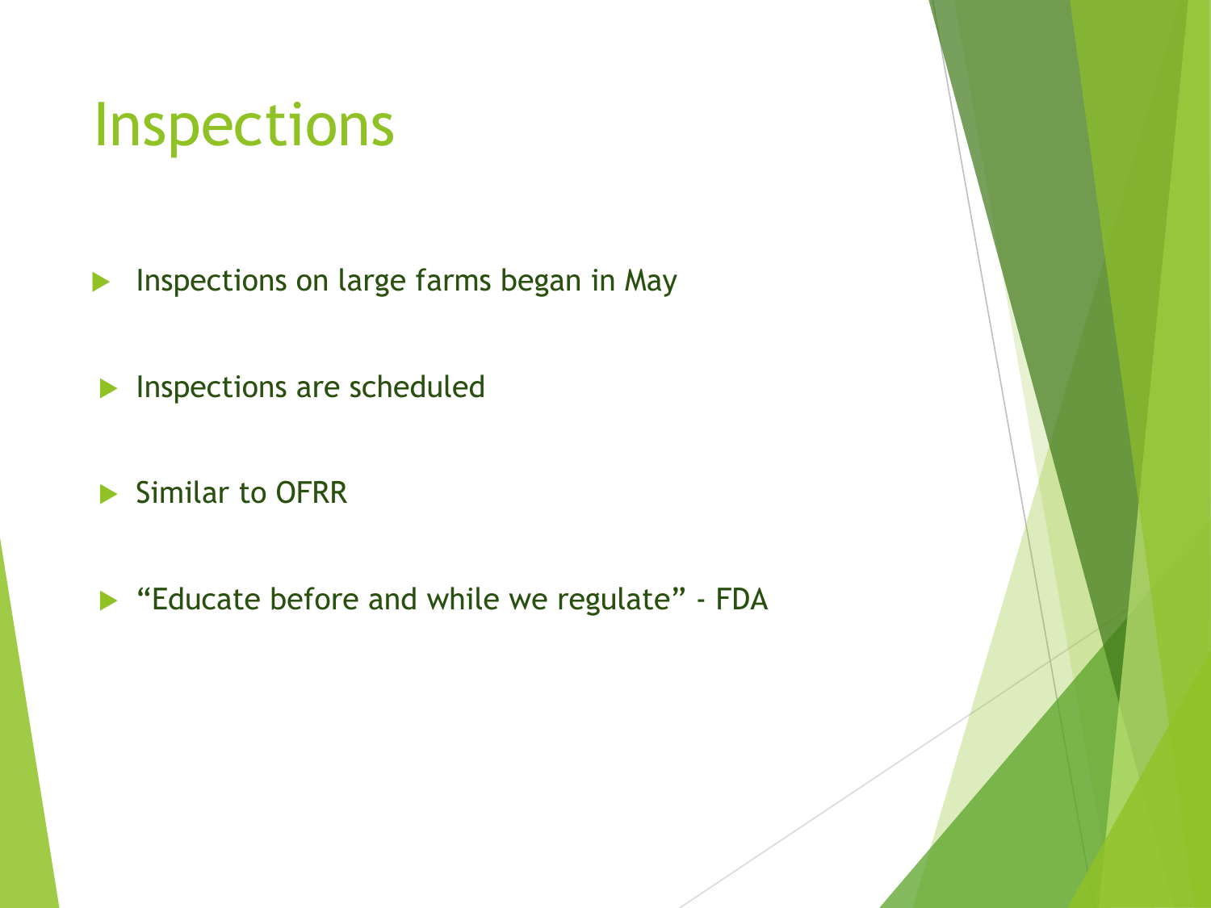# Inspections

- Inspections on large farms began in May
- Inspections are scheduled
- Similar to OFRR
- "Educate before and while we regulate" - FDA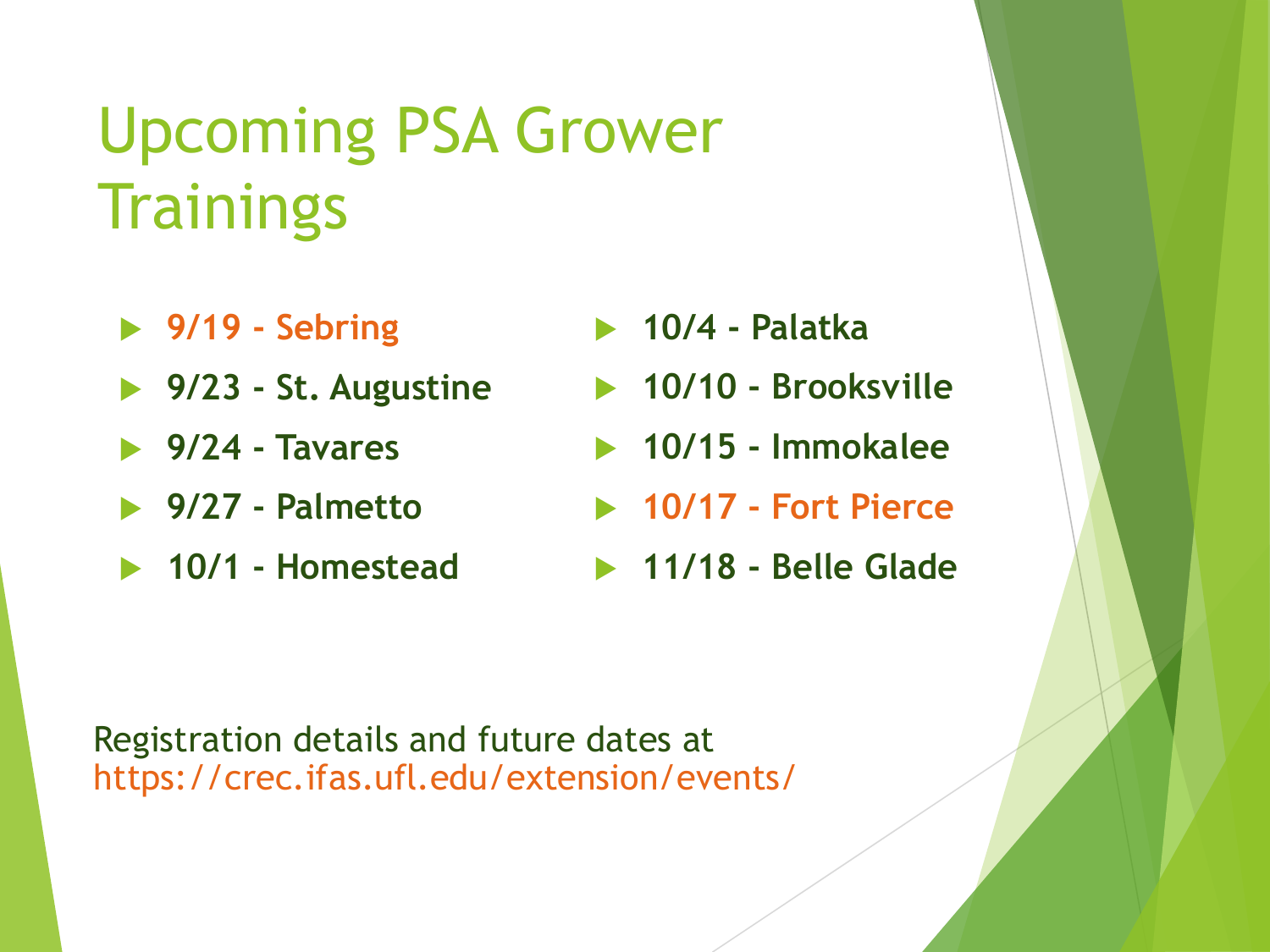# Upcoming PSA Grower Trainings

- **9/19 - Sebring**
- **9/23 - St. Augustine**
- **9/24 - Tavares**
- **9/27 - Palmetto**
- **10/1 - Homestead**
- **10/4 - Palatka**
- **10/10 - Brooksville**
- **10/15 - Immokalee**
- **10/17 - Fort Pierce**
- **11/18 - Belle Glade**

Registration details and future dates at
https://crec.ifas.ufl.edu/extension/events/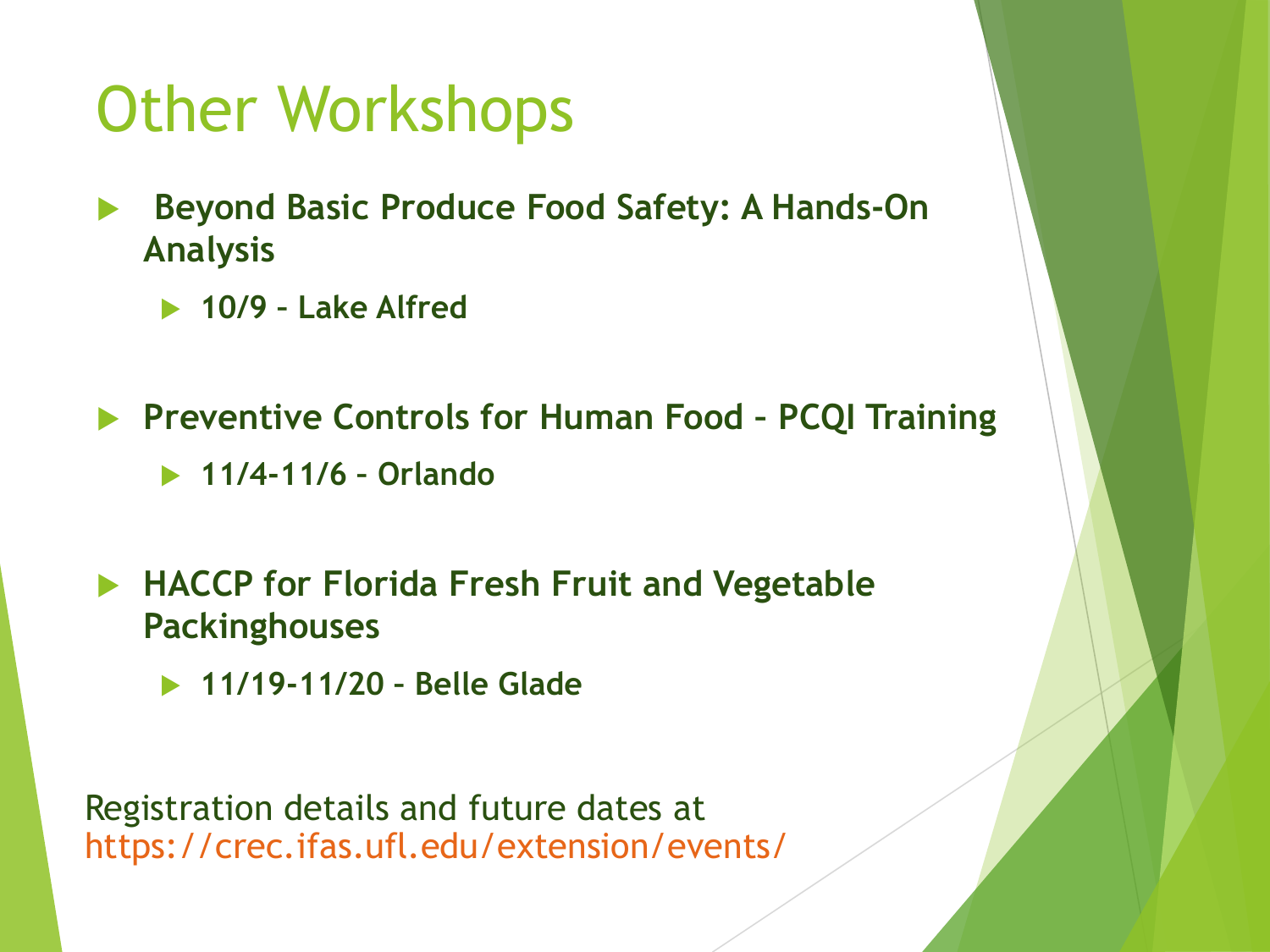# Other Workshops

- **Beyond Basic Produce Food Safety: A Hands-On Analysis**
  - **10/9 – Lake Alfred**

- **Preventive Controls for Human Food – PCQI Training**
  - **11/4-11/6 – Orlando**

- **HACCP for Florida Fresh Fruit and Vegetable Packinghouses**
  - **11/19-11/20 – Belle Glade**

Registration details and future dates at https://crec.ifas.ufl.edu/extension/events/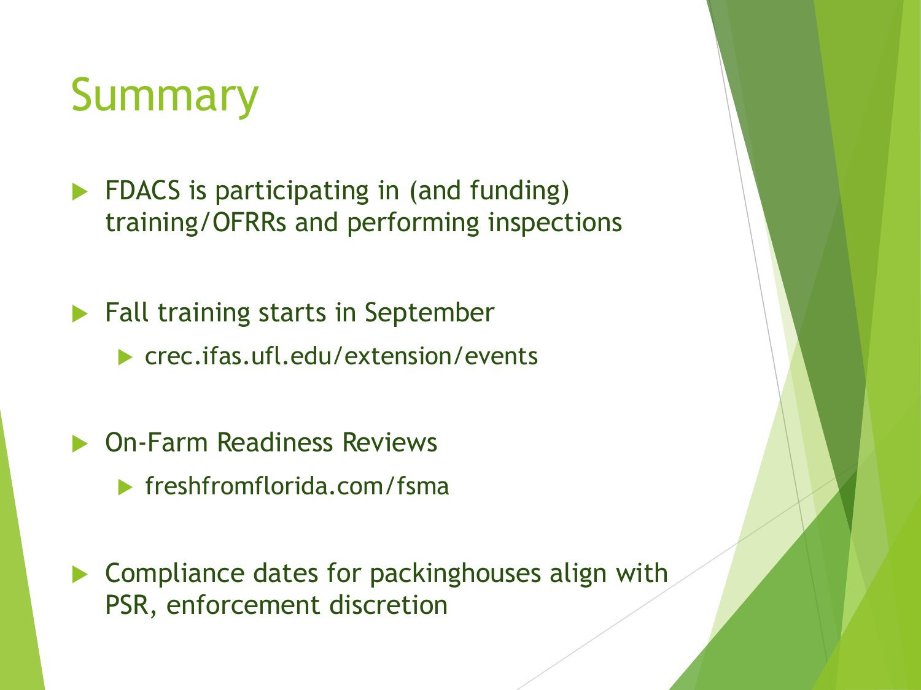# Summary

- FDACS is participating in (and funding) training/OFRRs and performing inspections
- Fall training starts in September
  - crec.ifas.ufl.edu/extension/events
- On-Farm Readiness Reviews
  - freshfromflorida.com/fsma
- Compliance dates for packinghouses align with PSR, enforcement discretion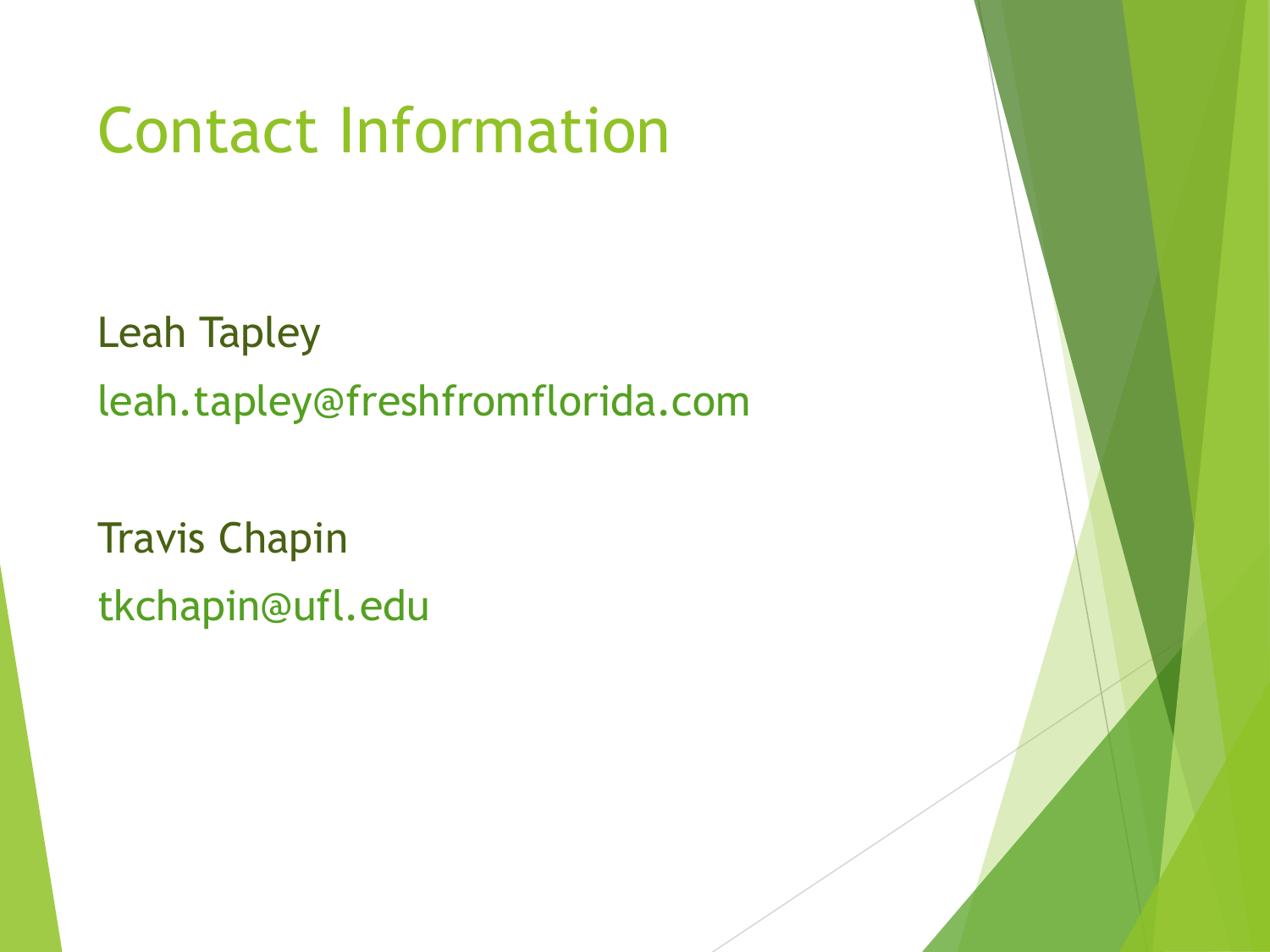# Contact Information

Leah Tapley

leah.tapley@freshfromflorida.com

Travis Chapin

tkchapin@ufl.edu